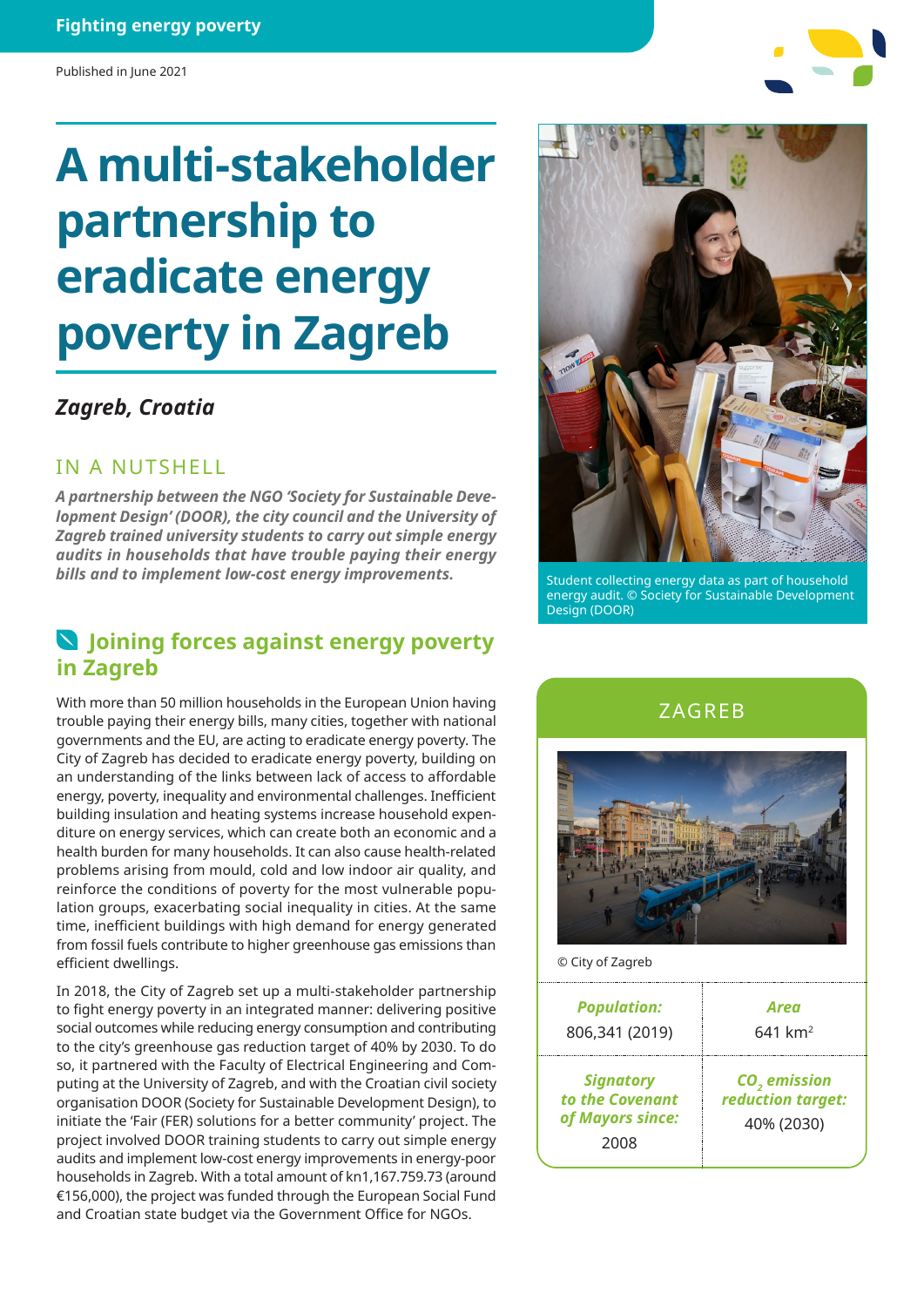Fighting energy poverty

Published in June 2021

# A multi-stakeholder partnership to eradicate energy poverty in Zagreb

## *Zagreb, Croatia*

### IN A NUTSHELL

***A partnership between the NGO 'Society for Sustainable Development Design' (DOOR), the city council and the University of Zagreb trained university students to carry out simple energy audits in households that have trouble paying their energy bills and to implement low-cost energy improvements.***

Student collecting energy data as part of household energy audit. © Society for Sustainable Development Design (DOOR)

## Joining forces against energy poverty in Zagreb

With more than 50 million households in the European Union having trouble paying their energy bills, many cities, together with national governments and the EU, are acting to eradicate energy poverty. The City of Zagreb has decided to eradicate energy poverty, building on an understanding of the links between lack of access to affordable energy, poverty, inequality and environmental challenges. Inefficient building insulation and heating systems increase household expenditure on energy services, which can create both an economic and a health burden for many households. It can also cause health-related problems arising from mould, cold and low indoor air quality, and reinforce the conditions of poverty for the most vulnerable population groups, exacerbating social inequality in cities. At the same time, inefficient buildings with high demand for energy generated from fossil fuels contribute to higher greenhouse gas emissions than efficient dwellings.

In 2018, the City of Zagreb set up a multi-stakeholder partnership to fight energy poverty in an integrated manner: delivering positive social outcomes while reducing energy consumption and contributing to the city's greenhouse gas reduction target of 40% by 2030. To do so, it partnered with the Faculty of Electrical Engineering and Computing at the University of Zagreb, and with the Croatian civil society organisation DOOR (Society for Sustainable Development Design), to initiate the 'Fair (FER) solutions for a better community' project. The project involved DOOR training students to carry out simple energy audits and implement low-cost energy improvements in energy-poor households in Zagreb. With a total amount of kn1,167.759.73 (around €156,000), the project was funded through the European Social Fund and Croatian state budget via the Government Office for NGOs.

### ZAGREB

© City of Zagreb

| | |
|---|---|
| ***Population:*** 806,341 (2019) | ***Area*** 641 km$^2$ |
| ***Signatory to the Covenant of Mayors since:*** 2008 | ***$CO_2$ emission reduction target:*** 40% (2030) |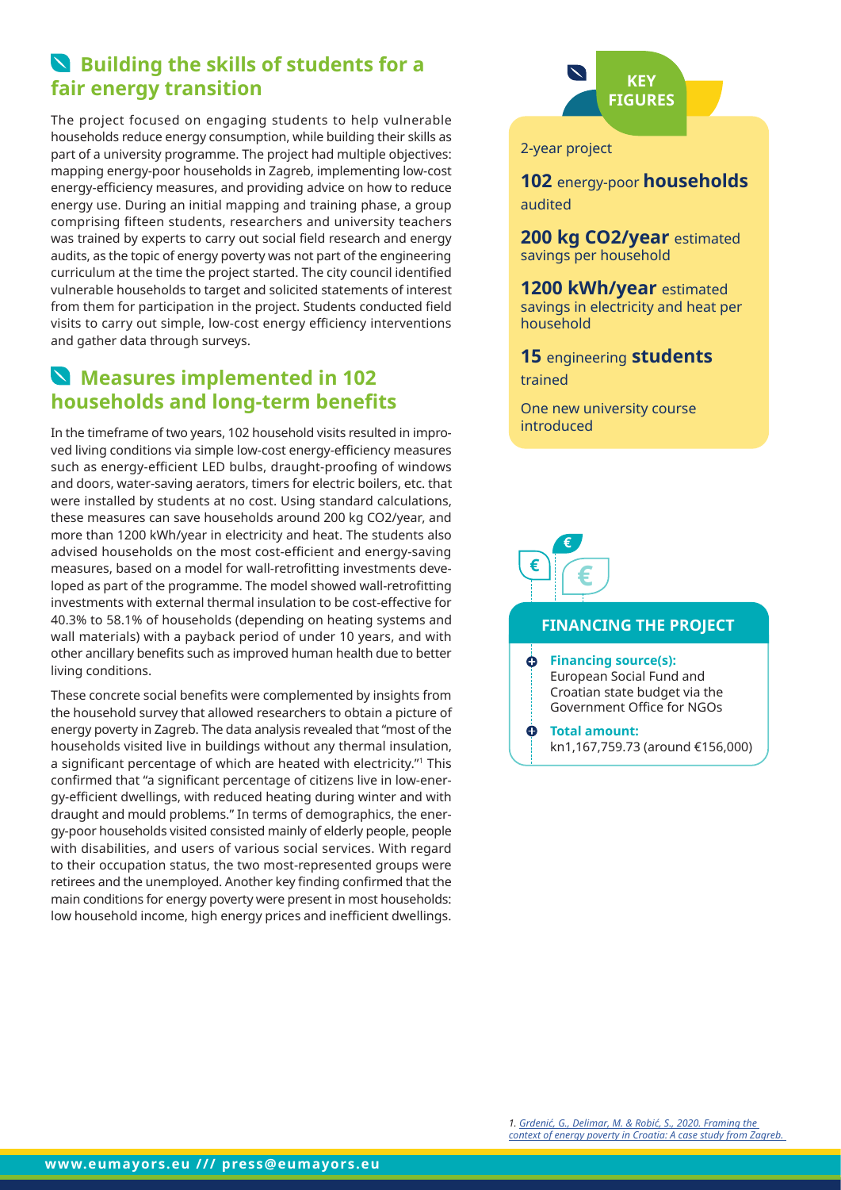## Building the skills of students for a fair energy transition

The project focused on engaging students to help vulnerable households reduce energy consumption, while building their skills as part of a university programme. The project had multiple objectives: mapping energy-poor households in Zagreb, implementing low-cost energy-efficiency measures, and providing advice on how to reduce energy use. During an initial mapping and training phase, a group comprising fifteen students, researchers and university teachers was trained by experts to carry out social field research and energy audits, as the topic of energy poverty was not part of the engineering curriculum at the time the project started. The city council identified vulnerable households to target and solicited statements of interest from them for participation in the project. Students conducted field visits to carry out simple, low-cost energy efficiency interventions and gather data through surveys.

## Measures implemented in 102 households and long-term benefits

In the timeframe of two years, 102 household visits resulted in improved living conditions via simple low-cost energy-efficiency measures such as energy-efficient LED bulbs, draught-proofing of windows and doors, water-saving aerators, timers for electric boilers, etc. that were installed by students at no cost. Using standard calculations, these measures can save households around 200 kg $CO_2$/year, and more than 1200 kWh/year in electricity and heat. The students also advised households on the most cost-efficient and energy-saving measures, based on a model for wall-retrofitting investments developed as part of the programme. The model showed wall-retrofitting investments with external thermal insulation to be cost-effective for 40.3% to 58.1% of households (depending on heating systems and wall materials) with a payback period of under 10 years, and with other ancillary benefits such as improved human health due to better living conditions.

These concrete social benefits were complemented by insights from the household survey that allowed researchers to obtain a picture of energy poverty in Zagreb. The data analysis revealed that "most of the households visited live in buildings without any thermal insulation, a significant percentage of which are heated with electricity."[1] This confirmed that "a significant percentage of citizens live in low-energy-efficient dwellings, with reduced heating during winter and with draught and mould problems." In terms of demographics, the energy-poor households visited consisted mainly of elderly people, people with disabilities, and users of various social services. With regard to their occupation status, the two most-represented groups were retirees and the unemployed. Another key finding confirmed that the main conditions for energy poverty were present in most households: low household income, high energy prices and inefficient dwellings.

### KEY FIGURES

2-year project

**102** energy-poor **households** audited

**200 kg $CO_2$/year** estimated savings per household

**1200 kWh/year** estimated savings in electricity and heat per household

**15** engineering **students** trained

One new university course introduced

### FINANCING THE PROJECT

- **Financing source(s):** European Social Fund and Croatian state budget via the Government Office for NGOs
- **Total amount:** kn1,167,759.73 (around €156,000)

*1. Grdenić, G., Delimar, M. & Robić, S., 2020. Framing the context of energy poverty in Croatia: A case study from Zagreb.*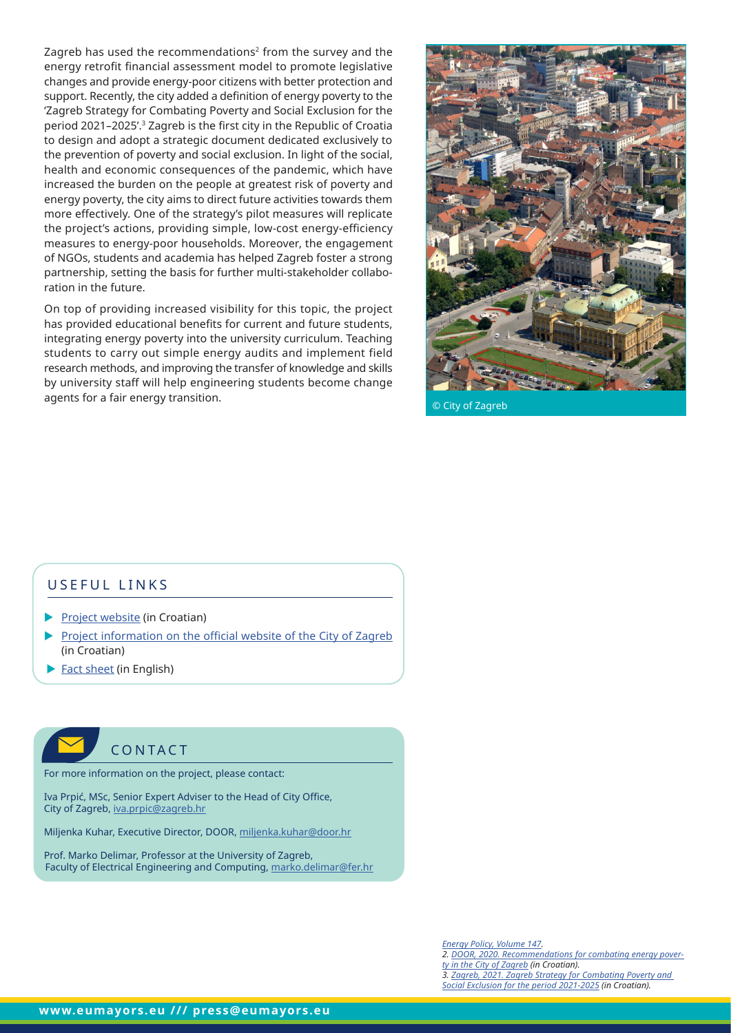Zagreb has used the recommendations[2] from the survey and the energy retrofit financial assessment model to promote legislative changes and provide energy-poor citizens with better protection and support. Recently, the city added a definition of energy poverty to the 'Zagreb Strategy for Combating Poverty and Social Exclusion for the period 2021–2025'.[3] Zagreb is the first city in the Republic of Croatia to design and adopt a strategic document dedicated exclusively to the prevention of poverty and social exclusion. In light of the social, health and economic consequences of the pandemic, which have increased the burden on the people at greatest risk of poverty and energy poverty, the city aims to direct future activities towards them more effectively. One of the strategy's pilot measures will replicate the project's actions, providing simple, low-cost energy-efficiency measures to energy-poor households. Moreover, the engagement of NGOs, students and academia has helped Zagreb foster a strong partnership, setting the basis for further multi-stakeholder collaboration in the future.

On top of providing increased visibility for this topic, the project has provided educational benefits for current and future students, integrating energy poverty into the university curriculum. Teaching students to carry out simple energy audits and implement field research methods, and improving the transfer of knowledge and skills by university staff will help engineering students become change agents for a fair energy transition.

© City of Zagreb

## USEFUL LINKS

- Project website (in Croatian)
- Project information on the official website of the City of Zagreb (in Croatian)
- Fact sheet (in English)

## CONTACT

For more information on the project, please contact:

Iva Prpić, MSc, Senior Expert Adviser to the Head of City Office, City of Zagreb, iva.prpic@zagreb.hr

Miljenka Kuhar, Executive Director, DOOR, miljenka.kuhar@door.hr

Prof. Marko Delimar, Professor at the University of Zagreb, Faculty of Electrical Engineering and Computing, marko.delimar@fer.hr

*Energy Policy, Volume 147.*
*2. DOOR, 2020. Recommendations for combating energy poverty in the City of Zagreb (in Croatian).*
*3. Zagreb, 2021. Zagreb Strategy for Combating Poverty and Social Exclusion for the period 2021-2025 (in Croatian).*